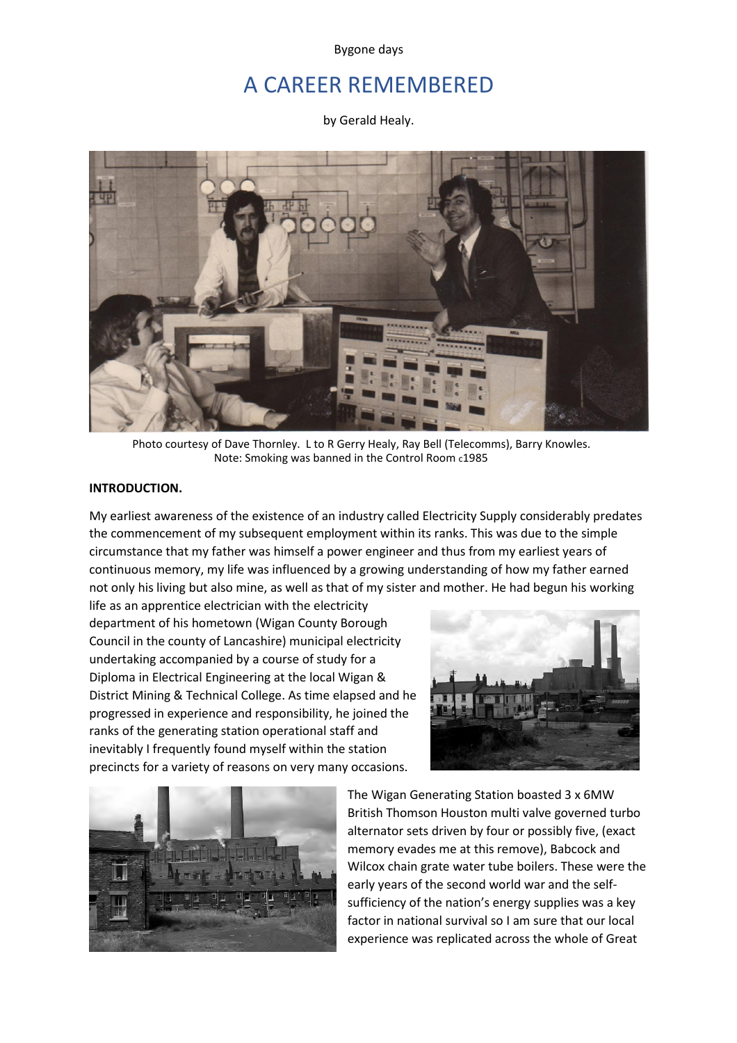Bygone days

# A CAREER REMEMBERED

by Gerald Healy.

Photo courtesy of Dave Thornley. L to R Gerry Healy, Ray Bell (Telecomms), Barry Knowles.
Note: Smoking was banned in the Control Room c1985

**INTRODUCTION.**

My earliest awareness of the existence of an industry called Electricity Supply considerably predates the commencement of my subsequent employment within its ranks. This was due to the simple circumstance that my father was himself a power engineer and thus from my earliest years of continuous memory, my life was influenced by a growing understanding of how my father earned not only his living but also mine, as well as that of my sister and mother. He had begun his working life as an apprentice electrician with the electricity department of his hometown (Wigan County Borough Council in the county of Lancashire) municipal electricity undertaking accompanied by a course of study for a Diploma in Electrical Engineering at the local Wigan & District Mining & Technical College. As time elapsed and he progressed in experience and responsibility, he joined the ranks of the generating station operational staff and inevitably I frequently found myself within the station precincts for a variety of reasons on very many occasions.

The Wigan Generating Station boasted 3 x 6MW British Thomson Houston multi valve governed turbo alternator sets driven by four or possibly five, (exact memory evades me at this remove), Babcock and Wilcox chain grate water tube boilers. These were the early years of the second world war and the self-sufficiency of the nation's energy supplies was a key factor in national survival so I am sure that our local experience was replicated across the whole of Great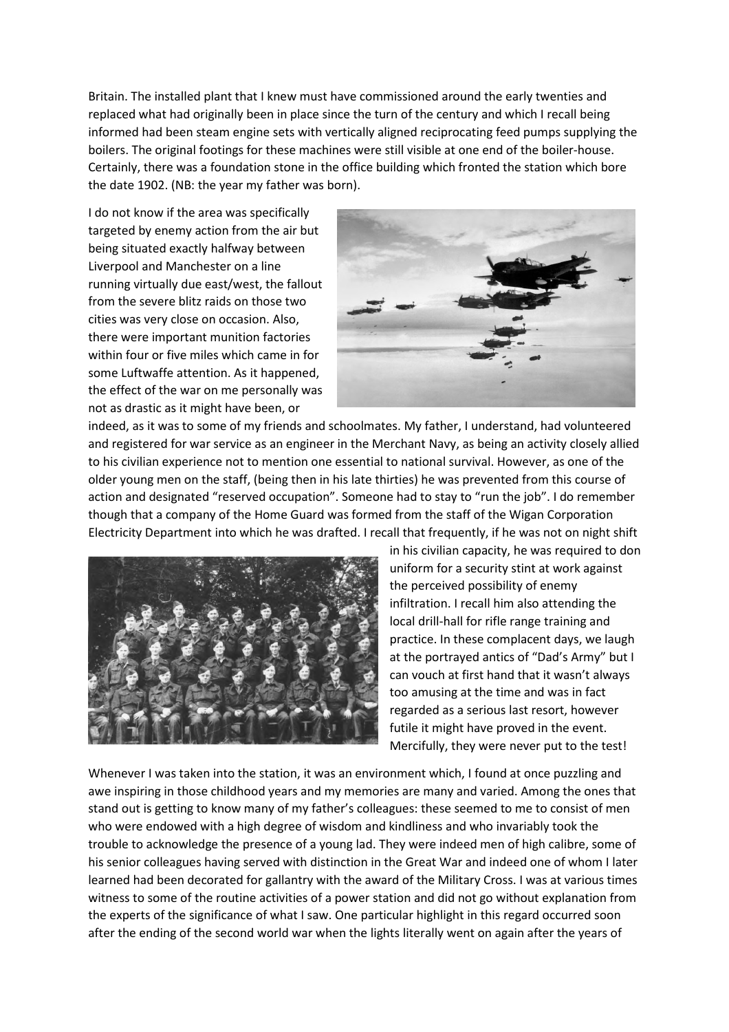Britain. The installed plant that I knew must have commissioned around the early twenties and replaced what had originally been in place since the turn of the century and which I recall being informed had been steam engine sets with vertically aligned reciprocating feed pumps supplying the boilers. The original footings for these machines were still visible at one end of the boiler-house. Certainly, there was a foundation stone in the office building which fronted the station which bore the date 1902. (NB: the year my father was born).

I do not know if the area was specifically targeted by enemy action from the air but being situated exactly halfway between Liverpool and Manchester on a line running virtually due east/west, the fallout from the severe blitz raids on those two cities was very close on occasion. Also, there were important munition factories within four or five miles which came in for some Luftwaffe attention. As it happened, the effect of the war on me personally was not as drastic as it might have been, or indeed, as it was to some of my friends and schoolmates. My father, I understand, had volunteered and registered for war service as an engineer in the Merchant Navy, as being an activity closely allied to his civilian experience not to mention one essential to national survival. However, as one of the older young men on the staff, (being then in his late thirties) he was prevented from this course of action and designated "reserved occupation". Someone had to stay to "run the job". I do remember though that a company of the Home Guard was formed from the staff of the Wigan Corporation Electricity Department into which he was drafted. I recall that frequently, if he was not on night shift in his civilian capacity, he was required to don uniform for a security stint at work against the perceived possibility of enemy infiltration. I recall him also attending the local drill-hall for rifle range training and practice. In these complacent days, we laugh at the portrayed antics of "Dad's Army" but I can vouch at first hand that it wasn't always too amusing at the time and was in fact regarded as a serious last resort, however futile it might have proved in the event. Mercifully, they were never put to the test!

Whenever I was taken into the station, it was an environment which, I found at once puzzling and awe inspiring in those childhood years and my memories are many and varied. Among the ones that stand out is getting to know many of my father's colleagues: these seemed to me to consist of men who were endowed with a high degree of wisdom and kindliness and who invariably took the trouble to acknowledge the presence of a young lad. They were indeed men of high calibre, some of his senior colleagues having served with distinction in the Great War and indeed one of whom I later learned had been decorated for gallantry with the award of the Military Cross. I was at various times witness to some of the routine activities of a power station and did not go without explanation from the experts of the significance of what I saw. One particular highlight in this regard occurred soon after the ending of the second world war when the lights literally went on again after the years of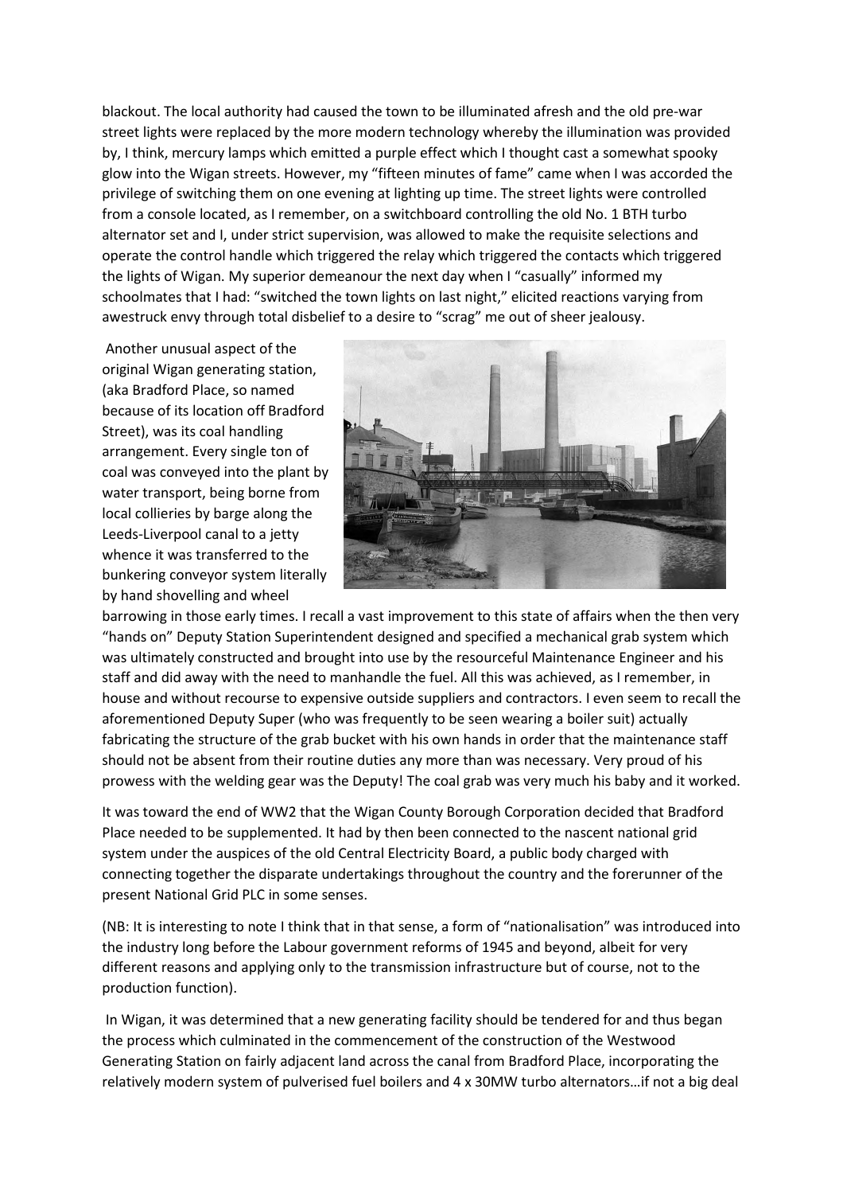blackout. The local authority had caused the town to be illuminated afresh and the old pre-war street lights were replaced by the more modern technology whereby the illumination was provided by, I think, mercury lamps which emitted a purple effect which I thought cast a somewhat spooky glow into the Wigan streets. However, my "fifteen minutes of fame" came when I was accorded the privilege of switching them on one evening at lighting up time. The street lights were controlled from a console located, as I remember, on a switchboard controlling the old No. 1 BTH turbo alternator set and I, under strict supervision, was allowed to make the requisite selections and operate the control handle which triggered the relay which triggered the contacts which triggered the lights of Wigan. My superior demeanour the next day when I "casually" informed my schoolmates that I had: "switched the town lights on last night," elicited reactions varying from awestruck envy through total disbelief to a desire to "scrag" me out of sheer jealousy.

Another unusual aspect of the original Wigan generating station, (aka Bradford Place, so named because of its location off Bradford Street), was its coal handling arrangement. Every single ton of coal was conveyed into the plant by water transport, being borne from local collieries by barge along the Leeds-Liverpool canal to a jetty whence it was transferred to the bunkering conveyor system literally by hand shovelling and wheel barrowing in those early times. I recall a vast improvement to this state of affairs when the then very "hands on" Deputy Station Superintendent designed and specified a mechanical grab system which was ultimately constructed and brought into use by the resourceful Maintenance Engineer and his staff and did away with the need to manhandle the fuel. All this was achieved, as I remember, in house and without recourse to expensive outside suppliers and contractors. I even seem to recall the aforementioned Deputy Super (who was frequently to be seen wearing a boiler suit) actually fabricating the structure of the grab bucket with his own hands in order that the maintenance staff should not be absent from their routine duties any more than was necessary. Very proud of his prowess with the welding gear was the Deputy! The coal grab was very much his baby and it worked.

It was toward the end of WW2 that the Wigan County Borough Corporation decided that Bradford Place needed to be supplemented. It had by then been connected to the nascent national grid system under the auspices of the old Central Electricity Board, a public body charged with connecting together the disparate undertakings throughout the country and the forerunner of the present National Grid PLC in some senses.

(NB: It is interesting to note I think that in that sense, a form of "nationalisation" was introduced into the industry long before the Labour government reforms of 1945 and beyond, albeit for very different reasons and applying only to the transmission infrastructure but of course, not to the production function).

In Wigan, it was determined that a new generating facility should be tendered for and thus began the process which culminated in the commencement of the construction of the Westwood Generating Station on fairly adjacent land across the canal from Bradford Place, incorporating the relatively modern system of pulverised fuel boilers and 4 x 30MW turbo alternators…if not a big deal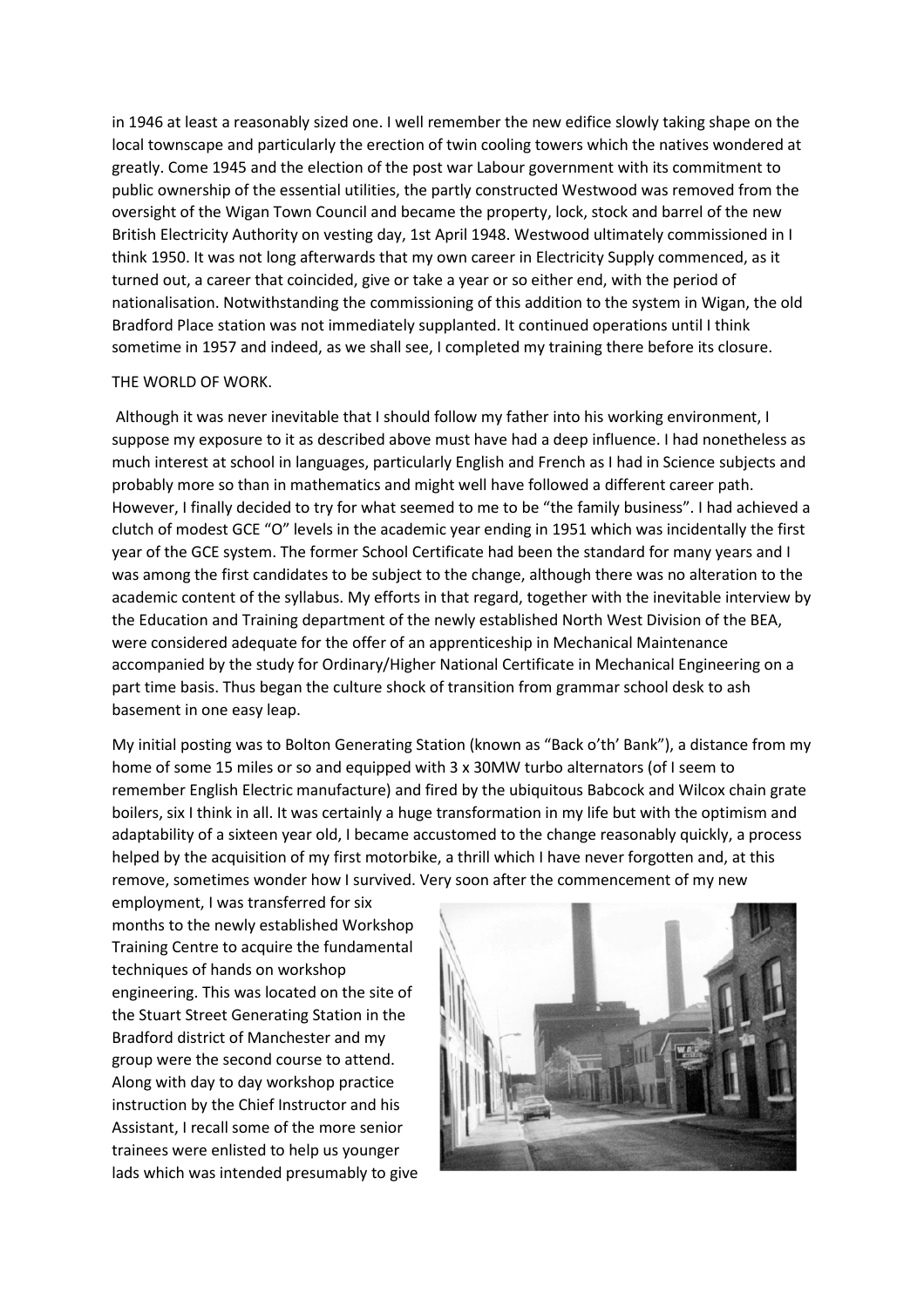in 1946 at least a reasonably sized one. I well remember the new edifice slowly taking shape on the local townscape and particularly the erection of twin cooling towers which the natives wondered at greatly. Come 1945 and the election of the post war Labour government with its commitment to public ownership of the essential utilities, the partly constructed Westwood was removed from the oversight of the Wigan Town Council and became the property, lock, stock and barrel of the new British Electricity Authority on vesting day, 1st April 1948. Westwood ultimately commissioned in I think 1950. It was not long afterwards that my own career in Electricity Supply commenced, as it turned out, a career that coincided, give or take a year or so either end, with the period of nationalisation. Notwithstanding the commissioning of this addition to the system in Wigan, the old Bradford Place station was not immediately supplanted. It continued operations until I think sometime in 1957 and indeed, as we shall see, I completed my training there before its closure.

THE WORLD OF WORK.

Although it was never inevitable that I should follow my father into his working environment, I suppose my exposure to it as described above must have had a deep influence. I had nonetheless as much interest at school in languages, particularly English and French as I had in Science subjects and probably more so than in mathematics and might well have followed a different career path. However, I finally decided to try for what seemed to me to be "the family business". I had achieved a clutch of modest GCE "O" levels in the academic year ending in 1951 which was incidentally the first year of the GCE system. The former School Certificate had been the standard for many years and I was among the first candidates to be subject to the change, although there was no alteration to the academic content of the syllabus. My efforts in that regard, together with the inevitable interview by the Education and Training department of the newly established North West Division of the BEA, were considered adequate for the offer of an apprenticeship in Mechanical Maintenance accompanied by the study for Ordinary/Higher National Certificate in Mechanical Engineering on a part time basis. Thus began the culture shock of transition from grammar school desk to ash basement in one easy leap.

My initial posting was to Bolton Generating Station (known as "Back o'th' Bank"), a distance from my home of some 15 miles or so and equipped with 3 x 30MW turbo alternators (of I seem to remember English Electric manufacture) and fired by the ubiquitous Babcock and Wilcox chain grate boilers, six I think in all. It was certainly a huge transformation in my life but with the optimism and adaptability of a sixteen year old, I became accustomed to the change reasonably quickly, a process helped by the acquisition of my first motorbike, a thrill which I have never forgotten and, at this remove, sometimes wonder how I survived. Very soon after the commencement of my new employment, I was transferred for six months to the newly established Workshop Training Centre to acquire the fundamental techniques of hands on workshop engineering. This was located on the site of the Stuart Street Generating Station in the Bradford district of Manchester and my group were the second course to attend. Along with day to day workshop practice instruction by the Chief Instructor and his Assistant, I recall some of the more senior trainees were enlisted to help us younger lads which was intended presumably to give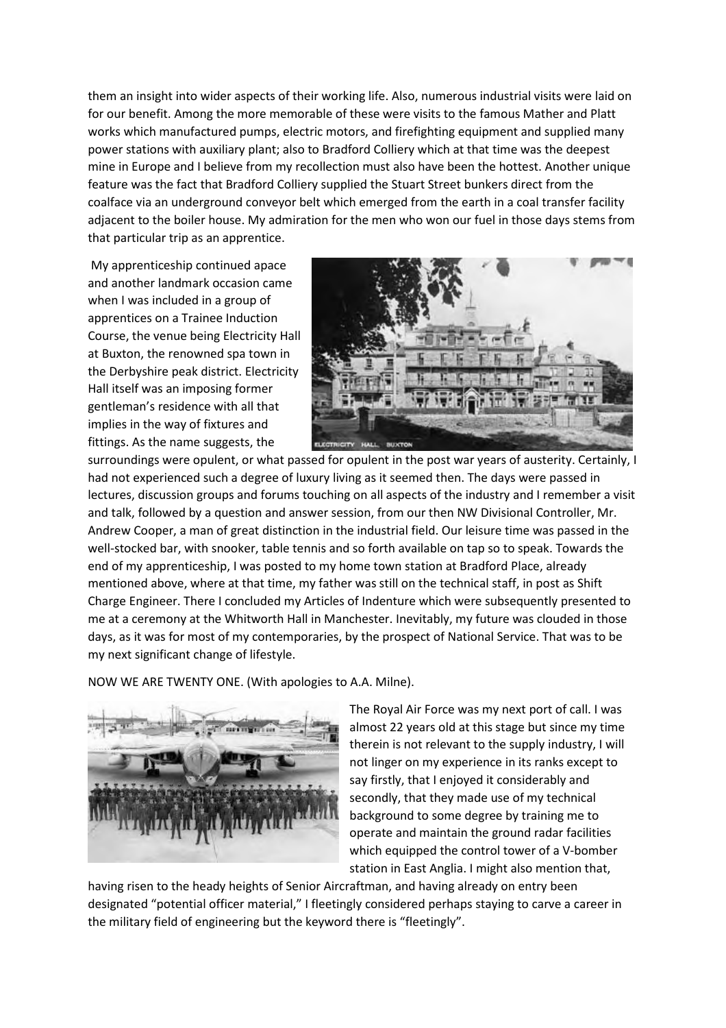them an insight into wider aspects of their working life. Also, numerous industrial visits were laid on for our benefit. Among the more memorable of these were visits to the famous Mather and Platt works which manufactured pumps, electric motors, and firefighting equipment and supplied many power stations with auxiliary plant; also to Bradford Colliery which at that time was the deepest mine in Europe and I believe from my recollection must also have been the hottest. Another unique feature was the fact that Bradford Colliery supplied the Stuart Street bunkers direct from the coalface via an underground conveyor belt which emerged from the earth in a coal transfer facility adjacent to the boiler house. My admiration for the men who won our fuel in those days stems from that particular trip as an apprentice.

My apprenticeship continued apace and another landmark occasion came when I was included in a group of apprentices on a Trainee Induction Course, the venue being Electricity Hall at Buxton, the renowned spa town in the Derbyshire peak district. Electricity Hall itself was an imposing former gentleman's residence with all that implies in the way of fixtures and fittings. As the name suggests, the surroundings were opulent, or what passed for opulent in the post war years of austerity. Certainly, I had not experienced such a degree of luxury living as it seemed then. The days were passed in lectures, discussion groups and forums touching on all aspects of the industry and I remember a visit and talk, followed by a question and answer session, from our then NW Divisional Controller, Mr. Andrew Cooper, a man of great distinction in the industrial field. Our leisure time was passed in the well-stocked bar, with snooker, table tennis and so forth available on tap so to speak. Towards the end of my apprenticeship, I was posted to my home town station at Bradford Place, already mentioned above, where at that time, my father was still on the technical staff, in post as Shift Charge Engineer. There I concluded my Articles of Indenture which were subsequently presented to me at a ceremony at the Whitworth Hall in Manchester. Inevitably, my future was clouded in those days, as it was for most of my contemporaries, by the prospect of National Service. That was to be my next significant change of lifestyle.

NOW WE ARE TWENTY ONE. (With apologies to A.A. Milne).

The Royal Air Force was my next port of call. I was almost 22 years old at this stage but since my time therein is not relevant to the supply industry, I will not linger on my experience in its ranks except to say firstly, that I enjoyed it considerably and secondly, that they made use of my technical background to some degree by training me to operate and maintain the ground radar facilities which equipped the control tower of a V-bomber station in East Anglia. I might also mention that, having risen to the heady heights of Senior Aircraftman, and having already on entry been designated "potential officer material," I fleetingly considered perhaps staying to carve a career in the military field of engineering but the keyword there is "fleetingly".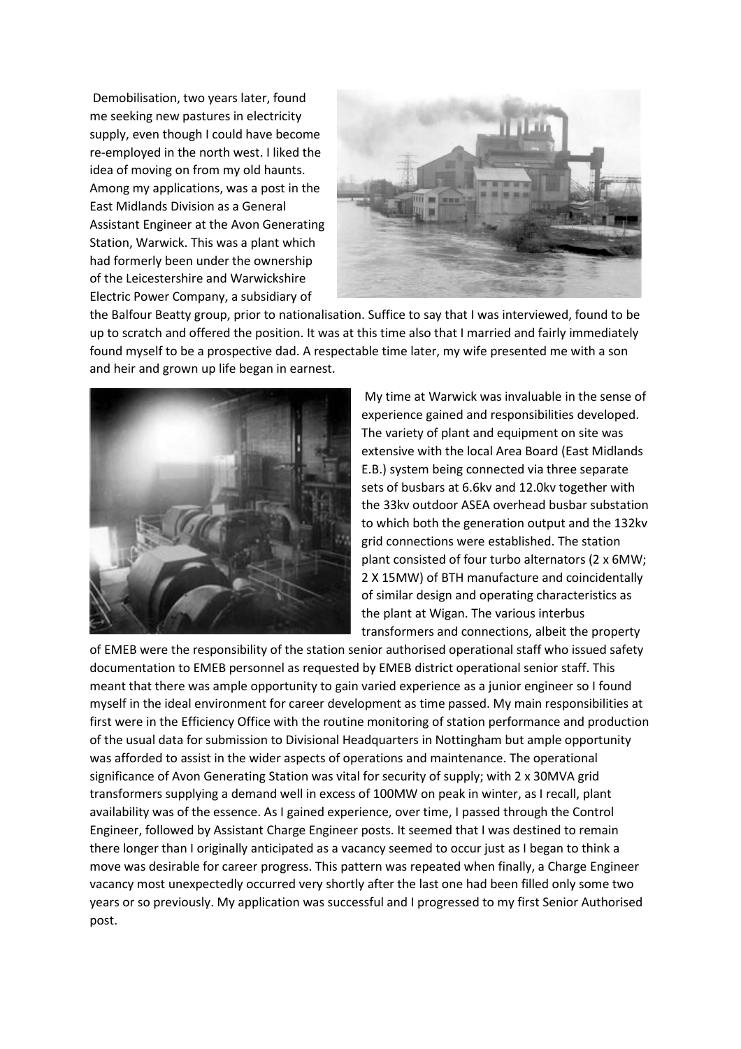Demobilisation, two years later, found me seeking new pastures in electricity supply, even though I could have become re-employed in the north west. I liked the idea of moving on from my old haunts. Among my applications, was a post in the East Midlands Division as a General Assistant Engineer at the Avon Generating Station, Warwick. This was a plant which had formerly been under the ownership of the Leicestershire and Warwickshire Electric Power Company, a subsidiary of the Balfour Beatty group, prior to nationalisation. Suffice to say that I was interviewed, found to be up to scratch and offered the position. It was at this time also that I married and fairly immediately found myself to be a prospective dad. A respectable time later, my wife presented me with a son and heir and grown up life began in earnest.

My time at Warwick was invaluable in the sense of experience gained and responsibilities developed. The variety of plant and equipment on site was extensive with the local Area Board (East Midlands E.B.) system being connected via three separate sets of busbars at 6.6kv and 12.0kv together with the 33kv outdoor ASEA overhead busbar substation to which both the generation output and the 132kv grid connections were established. The station plant consisted of four turbo alternators (2 x 6MW; 2 X 15MW) of BTH manufacture and coincidentally of similar design and operating characteristics as the plant at Wigan. The various interbus transformers and connections, albeit the property of EMEB were the responsibility of the station senior authorised operational staff who issued safety documentation to EMEB personnel as requested by EMEB district operational senior staff. This meant that there was ample opportunity to gain varied experience as a junior engineer so I found myself in the ideal environment for career development as time passed. My main responsibilities at first were in the Efficiency Office with the routine monitoring of station performance and production of the usual data for submission to Divisional Headquarters in Nottingham but ample opportunity was afforded to assist in the wider aspects of operations and maintenance. The operational significance of Avon Generating Station was vital for security of supply; with 2 x 30MVA grid transformers supplying a demand well in excess of 100MW on peak in winter, as I recall, plant availability was of the essence. As I gained experience, over time, I passed through the Control Engineer, followed by Assistant Charge Engineer posts. It seemed that I was destined to remain there longer than I originally anticipated as a vacancy seemed to occur just as I began to think a move was desirable for career progress. This pattern was repeated when finally, a Charge Engineer vacancy most unexpectedly occurred very shortly after the last one had been filled only some two years or so previously. My application was successful and I progressed to my first Senior Authorised post.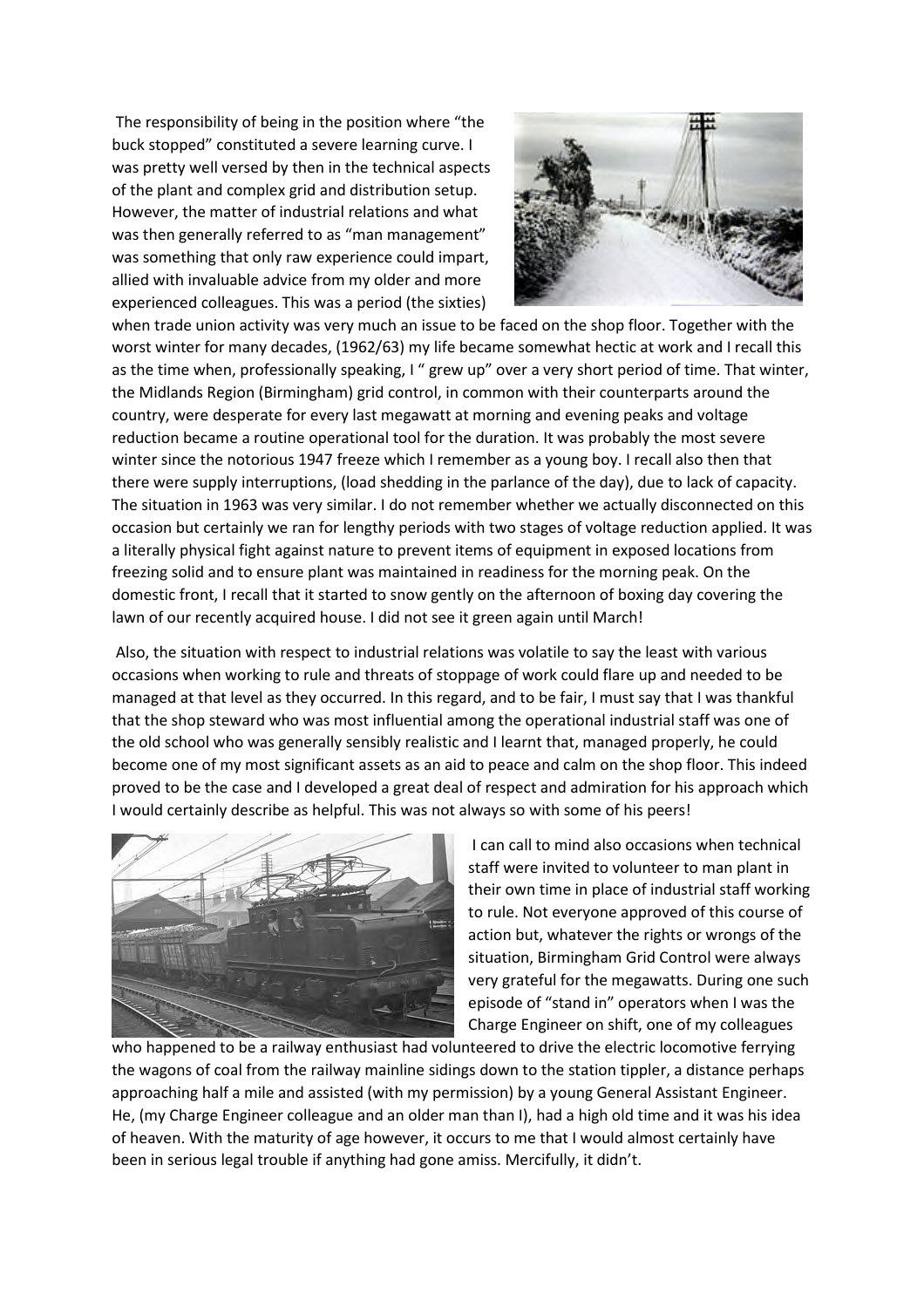The responsibility of being in the position where "the buck stopped" constituted a severe learning curve. I was pretty well versed by then in the technical aspects of the plant and complex grid and distribution setup. However, the matter of industrial relations and what was then generally referred to as "man management" was something that only raw experience could impart, allied with invaluable advice from my older and more experienced colleagues. This was a period (the sixties) when trade union activity was very much an issue to be faced on the shop floor. Together with the worst winter for many decades, (1962/63) my life became somewhat hectic at work and I recall this as the time when, professionally speaking, I " grew up" over a very short period of time. That winter, the Midlands Region (Birmingham) grid control, in common with their counterparts around the country, were desperate for every last megawatt at morning and evening peaks and voltage reduction became a routine operational tool for the duration. It was probably the most severe winter since the notorious 1947 freeze which I remember as a young boy. I recall also then that there were supply interruptions, (load shedding in the parlance of the day), due to lack of capacity. The situation in 1963 was very similar. I do not remember whether we actually disconnected on this occasion but certainly we ran for lengthy periods with two stages of voltage reduction applied. It was a literally physical fight against nature to prevent items of equipment in exposed locations from freezing solid and to ensure plant was maintained in readiness for the morning peak. On the domestic front, I recall that it started to snow gently on the afternoon of boxing day covering the lawn of our recently acquired house. I did not see it green again until March!

Also, the situation with respect to industrial relations was volatile to say the least with various occasions when working to rule and threats of stoppage of work could flare up and needed to be managed at that level as they occurred. In this regard, and to be fair, I must say that I was thankful that the shop steward who was most influential among the operational industrial staff was one of the old school who was generally sensibly realistic and I learnt that, managed properly, he could become one of my most significant assets as an aid to peace and calm on the shop floor. This indeed proved to be the case and I developed a great deal of respect and admiration for his approach which I would certainly describe as helpful. This was not always so with some of his peers!

I can call to mind also occasions when technical staff were invited to volunteer to man plant in their own time in place of industrial staff working to rule. Not everyone approved of this course of action but, whatever the rights or wrongs of the situation, Birmingham Grid Control were always very grateful for the megawatts. During one such episode of "stand in" operators when I was the Charge Engineer on shift, one of my colleagues who happened to be a railway enthusiast had volunteered to drive the electric locomotive ferrying the wagons of coal from the railway mainline sidings down to the station tippler, a distance perhaps approaching half a mile and assisted (with my permission) by a young General Assistant Engineer. He, (my Charge Engineer colleague and an older man than I), had a high old time and it was his idea of heaven. With the maturity of age however, it occurs to me that I would almost certainly have been in serious legal trouble if anything had gone amiss. Mercifully, it didn't.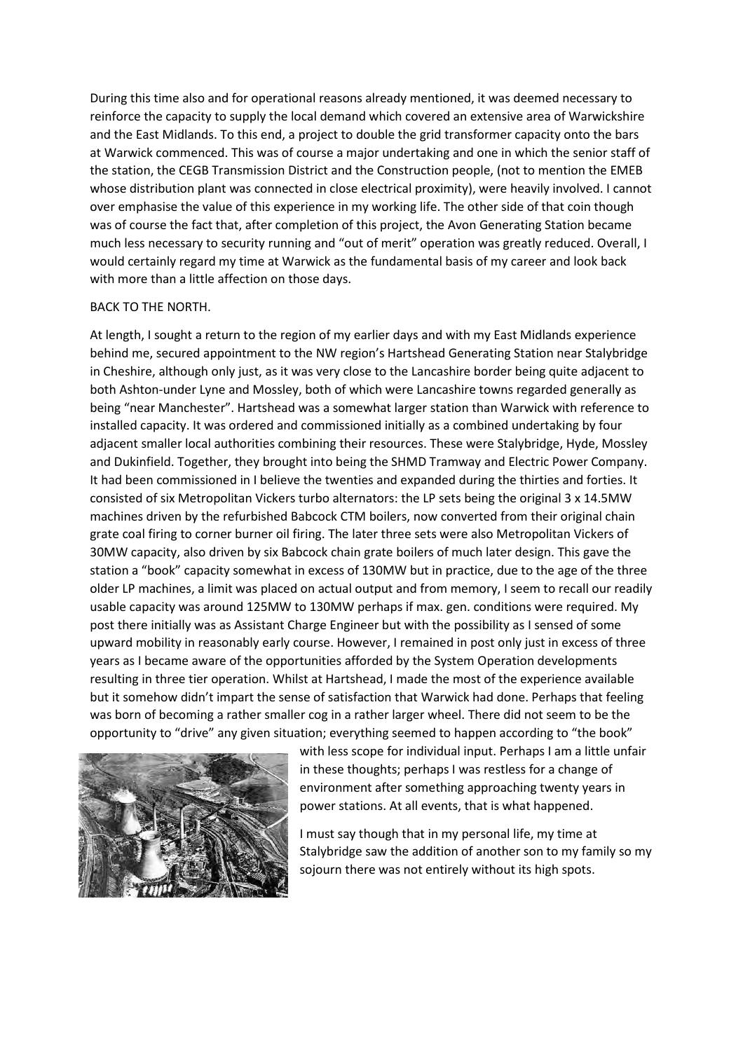During this time also and for operational reasons already mentioned, it was deemed necessary to reinforce the capacity to supply the local demand which covered an extensive area of Warwickshire and the East Midlands. To this end, a project to double the grid transformer capacity onto the bars at Warwick commenced. This was of course a major undertaking and one in which the senior staff of the station, the CEGB Transmission District and the Construction people, (not to mention the EMEB whose distribution plant was connected in close electrical proximity), were heavily involved. I cannot over emphasise the value of this experience in my working life. The other side of that coin though was of course the fact that, after completion of this project, the Avon Generating Station became much less necessary to security running and "out of merit" operation was greatly reduced. Overall, I would certainly regard my time at Warwick as the fundamental basis of my career and look back with more than a little affection on those days.

## BACK TO THE NORTH.

At length, I sought a return to the region of my earlier days and with my East Midlands experience behind me, secured appointment to the NW region's Hartshead Generating Station near Stalybridge in Cheshire, although only just, as it was very close to the Lancashire border being quite adjacent to both Ashton-under Lyne and Mossley, both of which were Lancashire towns regarded generally as being "near Manchester". Hartshead was a somewhat larger station than Warwick with reference to installed capacity. It was ordered and commissioned initially as a combined undertaking by four adjacent smaller local authorities combining their resources. These were Stalybridge, Hyde, Mossley and Dukinfield. Together, they brought into being the SHMD Tramway and Electric Power Company. It had been commissioned in I believe the twenties and expanded during the thirties and forties. It consisted of six Metropolitan Vickers turbo alternators: the LP sets being the original 3 x 14.5MW machines driven by the refurbished Babcock CTM boilers, now converted from their original chain grate coal firing to corner burner oil firing. The later three sets were also Metropolitan Vickers of 30MW capacity, also driven by six Babcock chain grate boilers of much later design. This gave the station a "book" capacity somewhat in excess of 130MW but in practice, due to the age of the three older LP machines, a limit was placed on actual output and from memory, I seem to recall our readily usable capacity was around 125MW to 130MW perhaps if max. gen. conditions were required. My post there initially was as Assistant Charge Engineer but with the possibility as I sensed of some upward mobility in reasonably early course. However, I remained in post only just in excess of three years as I became aware of the opportunities afforded by the System Operation developments resulting in three tier operation. Whilst at Hartshead, I made the most of the experience available but it somehow didn't impart the sense of satisfaction that Warwick had done. Perhaps that feeling was born of becoming a rather smaller cog in a rather larger wheel. There did not seem to be the opportunity to "drive" any given situation; everything seemed to happen according to "the book" with less scope for individual input. Perhaps I am a little unfair in these thoughts; perhaps I was restless for a change of environment after something approaching twenty years in power stations. At all events, that is what happened.

I must say though that in my personal life, my time at Stalybridge saw the addition of another son to my family so my sojourn there was not entirely without its high spots.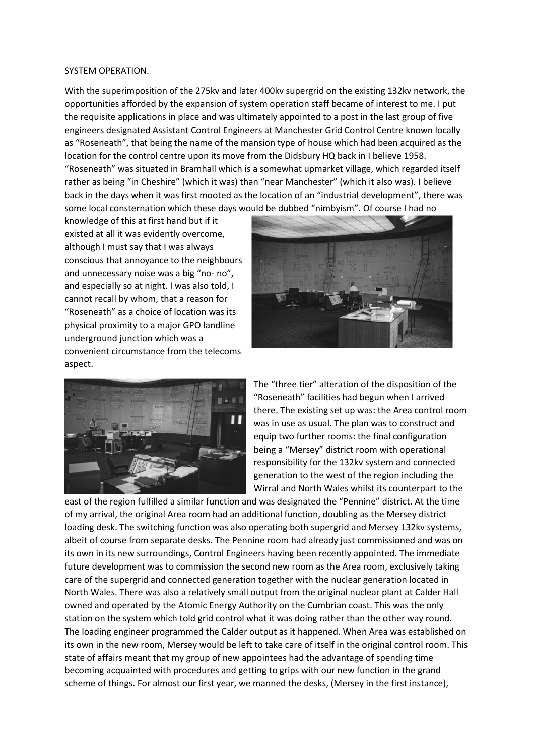SYSTEM OPERATION.

With the superimposition of the 275kv and later 400kv supergrid on the existing 132kv network, the opportunities afforded by the expansion of system operation staff became of interest to me. I put the requisite applications in place and was ultimately appointed to a post in the last group of five engineers designated Assistant Control Engineers at Manchester Grid Control Centre known locally as "Roseneath", that being the name of the mansion type of house which had been acquired as the location for the control centre upon its move from the Didsbury HQ back in I believe 1958. "Roseneath" was situated in Bramhall which is a somewhat upmarket village, which regarded itself rather as being "in Cheshire" (which it was) than "near Manchester" (which it also was). I believe back in the days when it was first mooted as the location of an "industrial development", there was some local consternation which these days would be dubbed "nimbyism". Of course I had no knowledge of this at first hand but if it existed at all it was evidently overcome, although I must say that I was always conscious that annoyance to the neighbours and unnecessary noise was a big "no- no", and especially so at night. I was also told, I cannot recall by whom, that a reason for "Roseneath" as a choice of location was its physical proximity to a major GPO landline underground junction which was a convenient circumstance from the telecoms aspect.

The "three tier" alteration of the disposition of the "Roseneath" facilities had begun when I arrived there. The existing set up was: the Area control room was in use as usual. The plan was to construct and equip two further rooms: the final configuration being a "Mersey" district room with operational responsibility for the 132kv system and connected generation to the west of the region including the Wirral and North Wales whilst its counterpart to the east of the region fulfilled a similar function and was designated the "Pennine" district. At the time of my arrival, the original Area room had an additional function, doubling as the Mersey district loading desk. The switching function was also operating both supergrid and Mersey 132kv systems, albeit of course from separate desks. The Pennine room had already just commissioned and was on its own in its new surroundings, Control Engineers having been recently appointed. The immediate future development was to commission the second new room as the Area room, exclusively taking care of the supergrid and connected generation together with the nuclear generation located in North Wales. There was also a relatively small output from the original nuclear plant at Calder Hall owned and operated by the Atomic Energy Authority on the Cumbrian coast. This was the only station on the system which told grid control what it was doing rather than the other way round. The loading engineer programmed the Calder output as it happened. When Area was established on its own in the new room, Mersey would be left to take care of itself in the original control room. This state of affairs meant that my group of new appointees had the advantage of spending time becoming acquainted with procedures and getting to grips with our new function in the grand scheme of things. For almost our first year, we manned the desks, (Mersey in the first instance),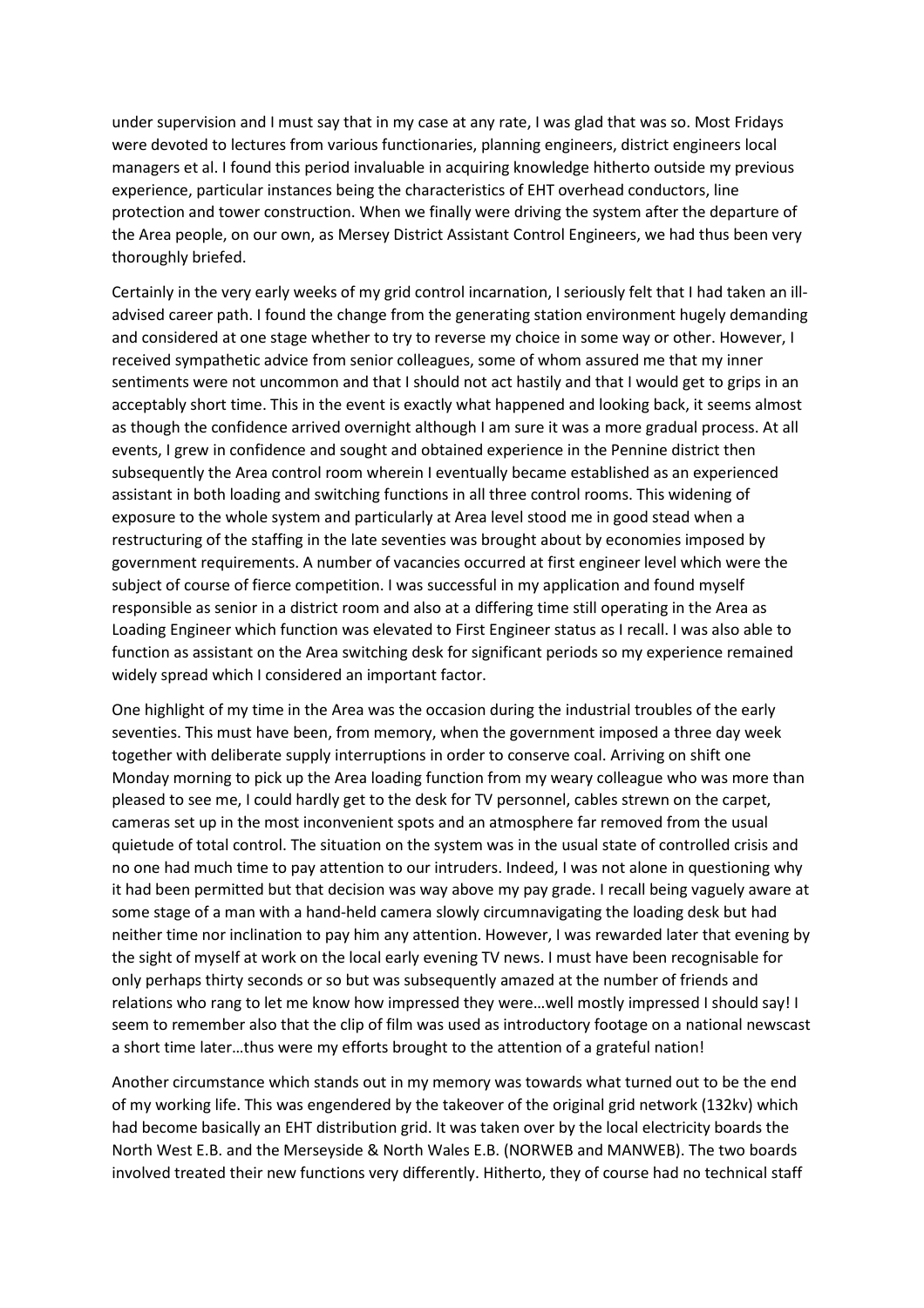under supervision and I must say that in my case at any rate, I was glad that was so. Most Fridays were devoted to lectures from various functionaries, planning engineers, district engineers local managers et al. I found this period invaluable in acquiring knowledge hitherto outside my previous experience, particular instances being the characteristics of EHT overhead conductors, line protection and tower construction. When we finally were driving the system after the departure of the Area people, on our own, as Mersey District Assistant Control Engineers, we had thus been very thoroughly briefed.

Certainly in the very early weeks of my grid control incarnation, I seriously felt that I had taken an ill-advised career path. I found the change from the generating station environment hugely demanding and considered at one stage whether to try to reverse my choice in some way or other. However, I received sympathetic advice from senior colleagues, some of whom assured me that my inner sentiments were not uncommon and that I should not act hastily and that I would get to grips in an acceptably short time. This in the event is exactly what happened and looking back, it seems almost as though the confidence arrived overnight although I am sure it was a more gradual process. At all events, I grew in confidence and sought and obtained experience in the Pennine district then subsequently the Area control room wherein I eventually became established as an experienced assistant in both loading and switching functions in all three control rooms. This widening of exposure to the whole system and particularly at Area level stood me in good stead when a restructuring of the staffing in the late seventies was brought about by economies imposed by government requirements. A number of vacancies occurred at first engineer level which were the subject of course of fierce competition. I was successful in my application and found myself responsible as senior in a district room and also at a differing time still operating in the Area as Loading Engineer which function was elevated to First Engineer status as I recall. I was also able to function as assistant on the Area switching desk for significant periods so my experience remained widely spread which I considered an important factor.

One highlight of my time in the Area was the occasion during the industrial troubles of the early seventies. This must have been, from memory, when the government imposed a three day week together with deliberate supply interruptions in order to conserve coal. Arriving on shift one Monday morning to pick up the Area loading function from my weary colleague who was more than pleased to see me, I could hardly get to the desk for TV personnel, cables strewn on the carpet, cameras set up in the most inconvenient spots and an atmosphere far removed from the usual quietude of total control. The situation on the system was in the usual state of controlled crisis and no one had much time to pay attention to our intruders. Indeed, I was not alone in questioning why it had been permitted but that decision was way above my pay grade. I recall being vaguely aware at some stage of a man with a hand-held camera slowly circumnavigating the loading desk but had neither time nor inclination to pay him any attention. However, I was rewarded later that evening by the sight of myself at work on the local early evening TV news. I must have been recognisable for only perhaps thirty seconds or so but was subsequently amazed at the number of friends and relations who rang to let me know how impressed they were…well mostly impressed I should say! I seem to remember also that the clip of film was used as introductory footage on a national newscast a short time later…thus were my efforts brought to the attention of a grateful nation!

Another circumstance which stands out in my memory was towards what turned out to be the end of my working life. This was engendered by the takeover of the original grid network (132kv) which had become basically an EHT distribution grid. It was taken over by the local electricity boards the North West E.B. and the Merseyside & North Wales E.B. (NORWEB and MANWEB). The two boards involved treated their new functions very differently. Hitherto, they of course had no technical staff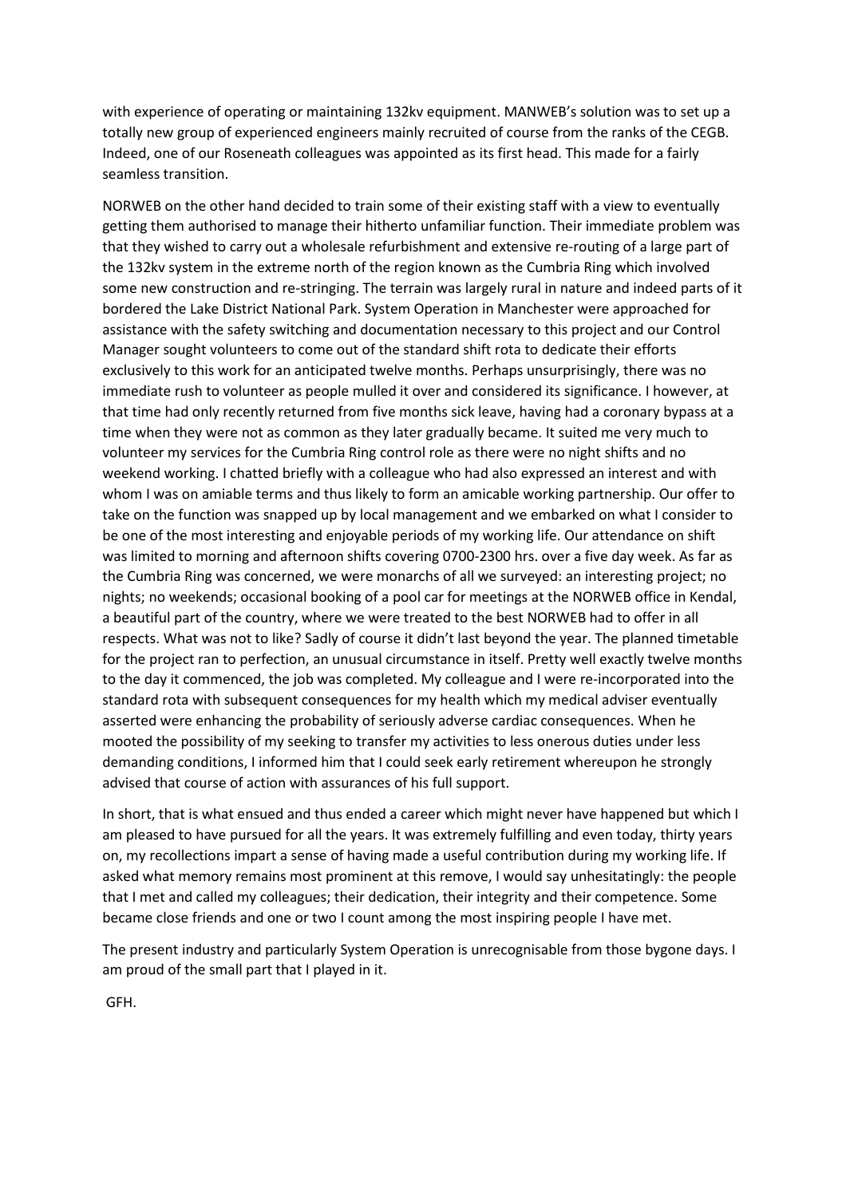with experience of operating or maintaining 132kv equipment. MANWEB's solution was to set up a totally new group of experienced engineers mainly recruited of course from the ranks of the CEGB. Indeed, one of our Roseneath colleagues was appointed as its first head. This made for a fairly seamless transition.

NORWEB on the other hand decided to train some of their existing staff with a view to eventually getting them authorised to manage their hitherto unfamiliar function. Their immediate problem was that they wished to carry out a wholesale refurbishment and extensive re-routing of a large part of the 132kv system in the extreme north of the region known as the Cumbria Ring which involved some new construction and re-stringing. The terrain was largely rural in nature and indeed parts of it bordered the Lake District National Park. System Operation in Manchester were approached for assistance with the safety switching and documentation necessary to this project and our Control Manager sought volunteers to come out of the standard shift rota to dedicate their efforts exclusively to this work for an anticipated twelve months. Perhaps unsurprisingly, there was no immediate rush to volunteer as people mulled it over and considered its significance. I however, at that time had only recently returned from five months sick leave, having had a coronary bypass at a time when they were not as common as they later gradually became. It suited me very much to volunteer my services for the Cumbria Ring control role as there were no night shifts and no weekend working. I chatted briefly with a colleague who had also expressed an interest and with whom I was on amiable terms and thus likely to form an amicable working partnership. Our offer to take on the function was snapped up by local management and we embarked on what I consider to be one of the most interesting and enjoyable periods of my working life. Our attendance on shift was limited to morning and afternoon shifts covering 0700-2300 hrs. over a five day week. As far as the Cumbria Ring was concerned, we were monarchs of all we surveyed: an interesting project; no nights; no weekends; occasional booking of a pool car for meetings at the NORWEB office in Kendal, a beautiful part of the country, where we were treated to the best NORWEB had to offer in all respects. What was not to like? Sadly of course it didn't last beyond the year. The planned timetable for the project ran to perfection, an unusual circumstance in itself. Pretty well exactly twelve months to the day it commenced, the job was completed. My colleague and I were re-incorporated into the standard rota with subsequent consequences for my health which my medical adviser eventually asserted were enhancing the probability of seriously adverse cardiac consequences. When he mooted the possibility of my seeking to transfer my activities to less onerous duties under less demanding conditions, I informed him that I could seek early retirement whereupon he strongly advised that course of action with assurances of his full support.

In short, that is what ensued and thus ended a career which might never have happened but which I am pleased to have pursued for all the years. It was extremely fulfilling and even today, thirty years on, my recollections impart a sense of having made a useful contribution during my working life. If asked what memory remains most prominent at this remove, I would say unhesitatingly: the people that I met and called my colleagues; their dedication, their integrity and their competence. Some became close friends and one or two I count among the most inspiring people I have met.

The present industry and particularly System Operation is unrecognisable from those bygone days. I am proud of the small part that I played in it.

GFH.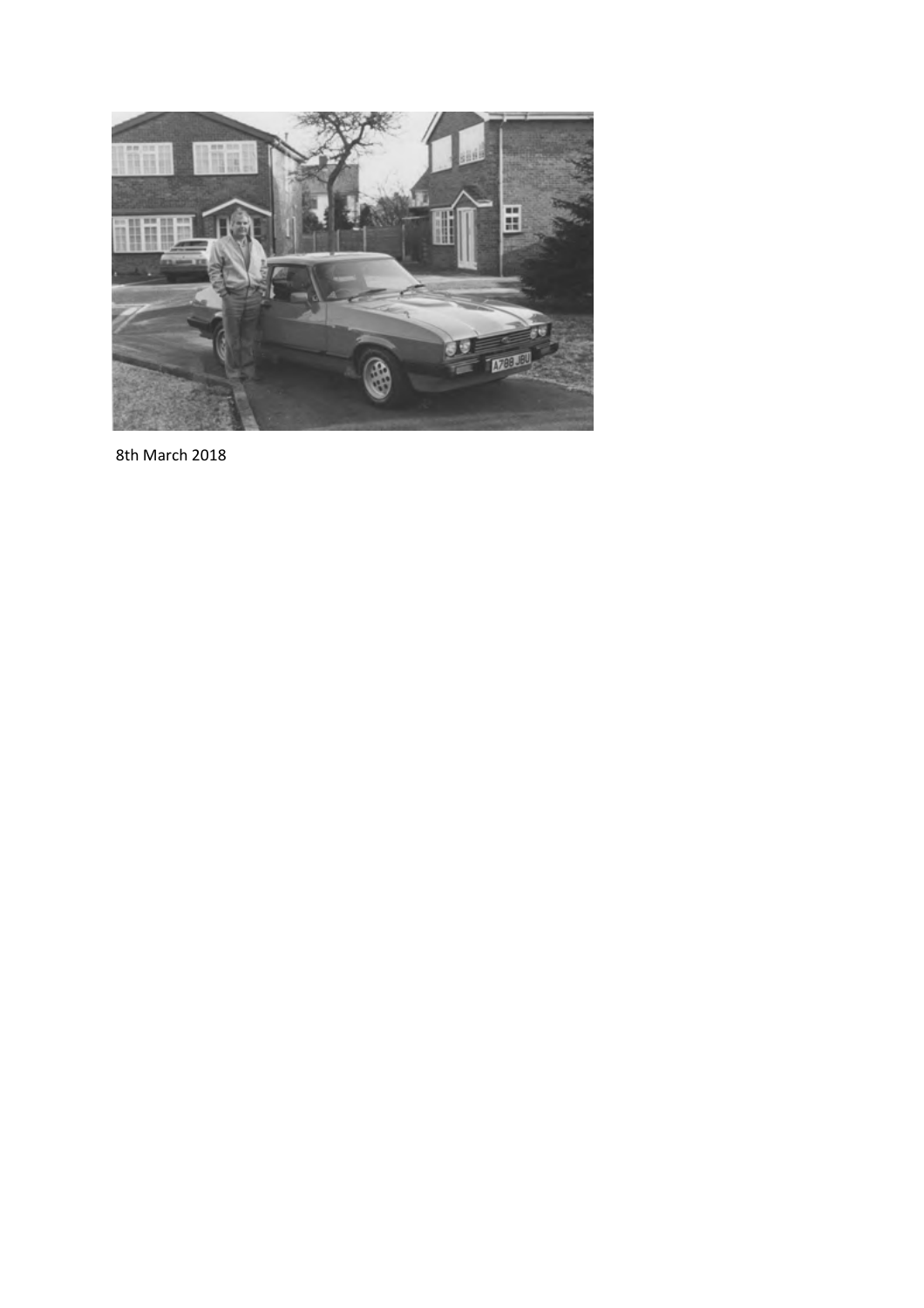8th March 2018